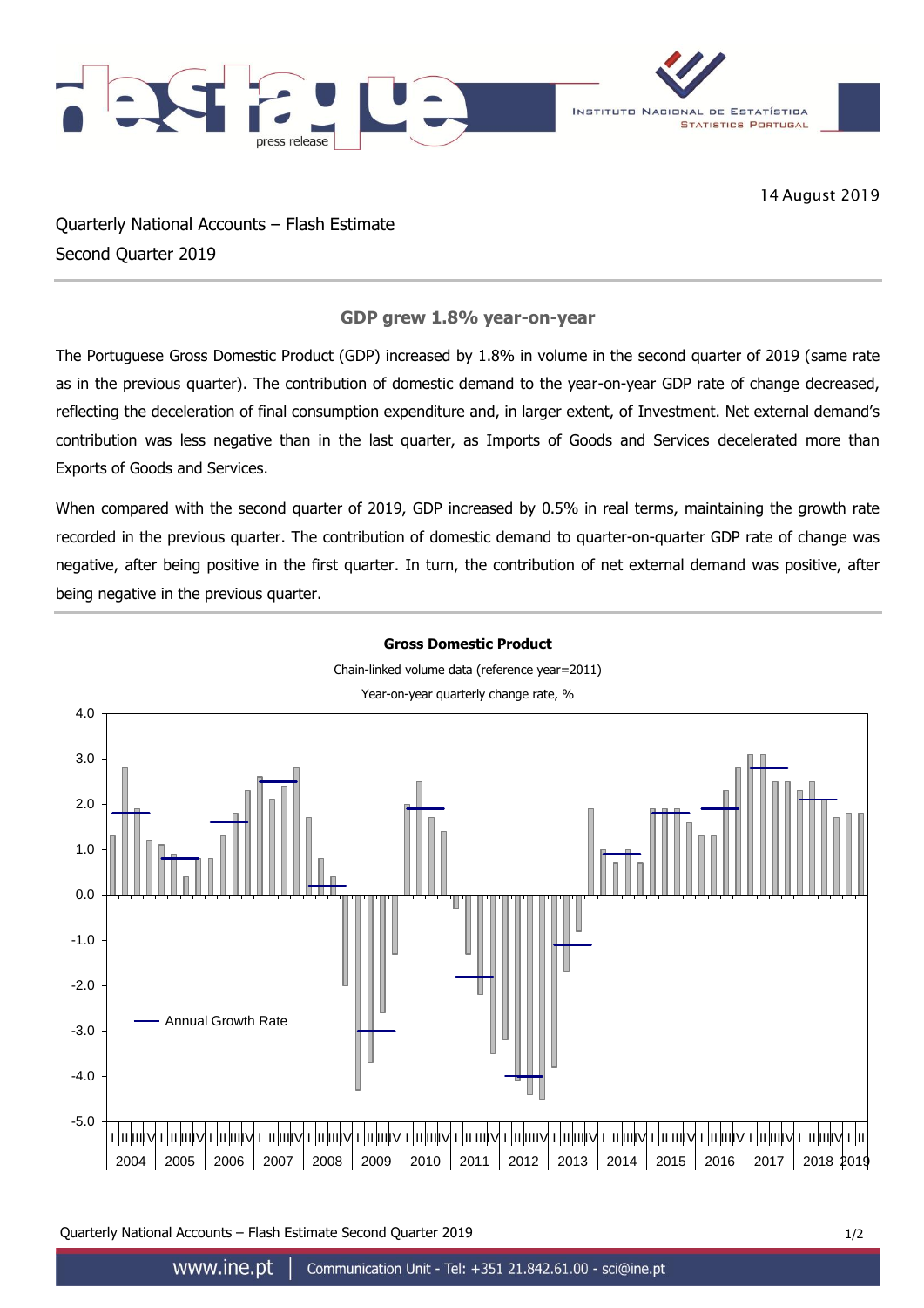14 August 2019

# Quarterly National Accounts – Flash Estimate
## Second Quarter 2019

### GDP grew 1.8% year-on-year

The Portuguese Gross Domestic Product (GDP) increased by 1.8% in volume in the second quarter of 2019 (same rate as in the previous quarter). The contribution of domestic demand to the year-on-year GDP rate of change decreased, reflecting the deceleration of final consumption expenditure and, in larger extent, of Investment. Net external demand's contribution was less negative than in the last quarter, as Imports of Goods and Services decelerated more than Exports of Goods and Services.

When compared with the second quarter of 2019, GDP increased by 0.5% in real terms, maintaining the growth rate recorded in the previous quarter. The contribution of domestic demand to quarter-on-quarter GDP rate of change was negative, after being positive in the first quarter. In turn, the contribution of net external demand was positive, after being negative in the previous quarter.

**Gross Domestic Product**

Chain-linked volume data (reference year=2011)

Year-on-year quarterly change rate, %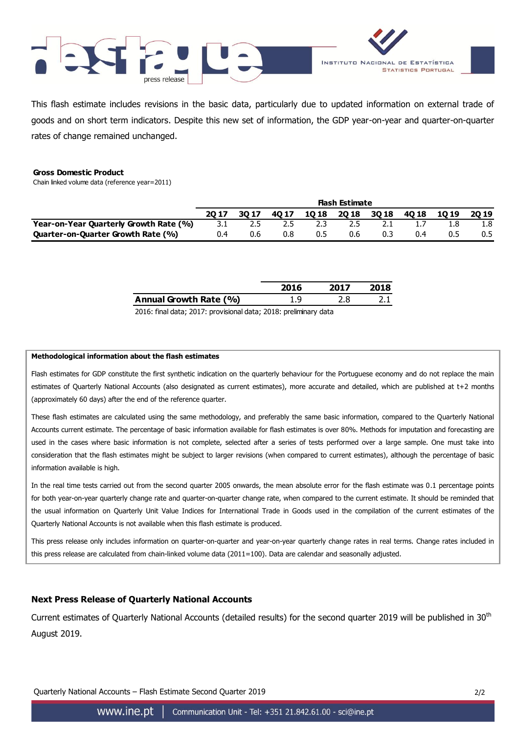This flash estimate includes revisions in the basic data, particularly due to updated information on external trade of goods and on short term indicators. Despite this new set of information, the GDP year-on-year and quarter-on-quarter rates of change remained unchanged.

**Gross Domestic Product**
Chain linked volume data (reference year=2011)

| | | | | | | | | | Flash Estimate |
|---|---|---|---|---|---|---|---|---|---|
| | 2Q 17 | 3Q 17 | 4Q 17 | 1Q 18 | 2Q 18 | 3Q 18 | 4Q 18 | 1Q 19 | 2Q 19 |
| **Year-on-Year Quarterly Growth Rate (%)** | 3.1 | 2.5 | 2.5 | 2.3 | 2.5 | 2.1 | 1.7 | 1.8 | 1.8 |
| **Quarter-on-Quarter Growth Rate (%)** | 0.4 | 0.6 | 0.8 | 0.5 | 0.6 | 0.3 | 0.4 | 0.5 | 0.5 |

| | 2016 | 2017 | 2018 |
|---|---|---|---|
| **Annual Growth Rate (%)** | 1.9 | 2.8 | 2.1 |

2016: final data; 2017: provisional data; 2018: preliminary data

**Methodological information about the flash estimates**

Flash estimates for GDP constitute the first synthetic indication on the quarterly behaviour for the Portuguese economy and do not replace the main estimates of Quarterly National Accounts (also designated as current estimates), more accurate and detailed, which are published at t+2 months (approximately 60 days) after the end of the reference quarter.

These flash estimates are calculated using the same methodology, and preferably the same basic information, compared to the Quarterly National Accounts current estimate. The percentage of basic information available for flash estimates is over 80%. Methods for imputation and forecasting are used in the cases where basic information is not complete, selected after a series of tests performed over a large sample. One must take into consideration that the flash estimates might be subject to larger revisions (when compared to current estimates), although the percentage of basic information available is high.

In the real time tests carried out from the second quarter 2005 onwards, the mean absolute error for the flash estimate was 0.1 percentage points for both year-on-year quarterly change rate and quarter-on-quarter change rate, when compared to the current estimate. It should be reminded that the usual information on Quarterly Unit Value Indices for International Trade in Goods used in the compilation of the current estimates of the Quarterly National Accounts is not available when this flash estimate is produced.

This press release only includes information on quarter-on-quarter and year-on-year quarterly change rates in real terms. Change rates included in this press release are calculated from chain-linked volume data (2011=100). Data are calendar and seasonally adjusted.

## Next Press Release of Quarterly National Accounts

Current estimates of Quarterly National Accounts (detailed results) for the second quarter 2019 will be published in 30th August 2019.